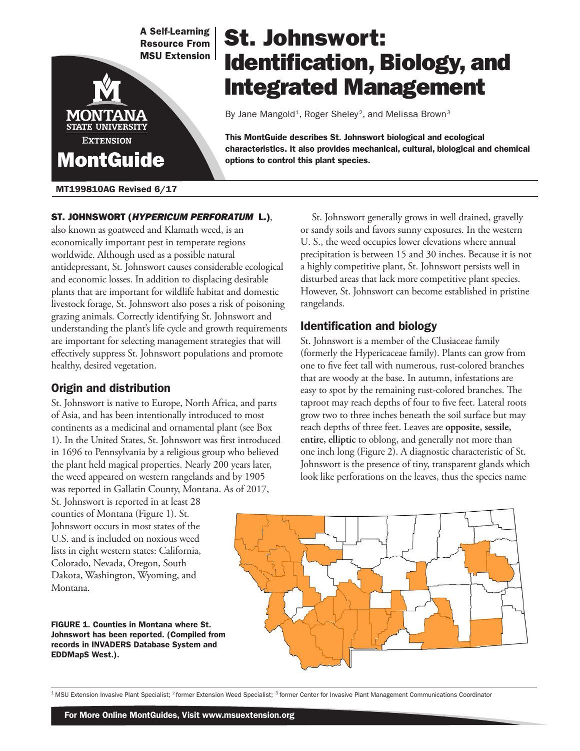A Self-Learning Resource From MSU Extension

MONTANA STATE UNIVERSITY EXTENSION

MontGuide

# St. Johnswort: Identification, Biology, and Integrated Management

By Jane Mangold[1], Roger Sheley[2], and Melissa Brown[3]

**This MontGuide describes St. Johnswort biological and ecological characteristics. It also provides mechanical, cultural, biological and chemical options to control this plant species.**

**MT199810AG Revised 6/17**

**ST. JOHNSWORT (*HYPERICUM PERFORATUM* L.)**, also known as goatweed and Klamath weed, is an economically important pest in temperate regions worldwide. Although used as a possible natural antidepressant, St. Johnswort causes considerable ecological and economic losses. In addition to displacing desirable plants that are important for wildlife habitat and domestic livestock forage, St. Johnswort also poses a risk of poisoning grazing animals. Correctly identifying St. Johnswort and understanding the plant's life cycle and growth requirements are important for selecting management strategies that will effectively suppress St. Johnswort populations and promote healthy, desired vegetation.

## Origin and distribution

St. Johnswort is native to Europe, North Africa, and parts of Asia, and has been intentionally introduced to most continents as a medicinal and ornamental plant (see Box 1). In the United States, St. Johnswort was first introduced in 1696 to Pennsylvania by a religious group who believed the plant held magical properties. Nearly 200 years later, the weed appeared on western rangelands and by 1905 was reported in Gallatin County, Montana. As of 2017, St. Johnswort is reported in at least 28 counties of Montana (Figure 1). St. Johnswort occurs in most states of the U.S. and is included on noxious weed lists in eight western states: California, Colorado, Nevada, Oregon, South Dakota, Washington, Wyoming, and Montana.

**FIGURE 1. Counties in Montana where St. Johnswort has been reported. (Compiled from records in INVADERS Database System and EDDMapS West.).**

St. Johnswort generally grows in well drained, gravelly or sandy soils and favors sunny exposures. In the western U. S., the weed occupies lower elevations where annual precipitation is between 15 and 30 inches. Because it is not a highly competitive plant, St. Johnswort persists well in disturbed areas that lack more competitive plant species. However, St. Johnswort can become established in pristine rangelands.

## Identification and biology

St. Johnswort is a member of the Clusiaceae family (formerly the Hypericaceae family). Plants can grow from one to five feet tall with numerous, rust-colored branches that are woody at the base. In autumn, infestations are easy to spot by the remaining rust-colored branches. The taproot may reach depths of four to five feet. Lateral roots grow two to three inches beneath the soil surface but may reach depths of three feet. Leaves are **opposite, sessile, entire, elliptic** to oblong, and generally not more than one inch long (Figure 2). A diagnostic characteristic of St. Johnswort is the presence of tiny, transparent glands which look like perforations on the leaves, thus the species name

[1] MSU Extension Invasive Plant Specialist; [2] former Extension Weed Specialist; [3] former Center for Invasive Plant Management Communications Coordinator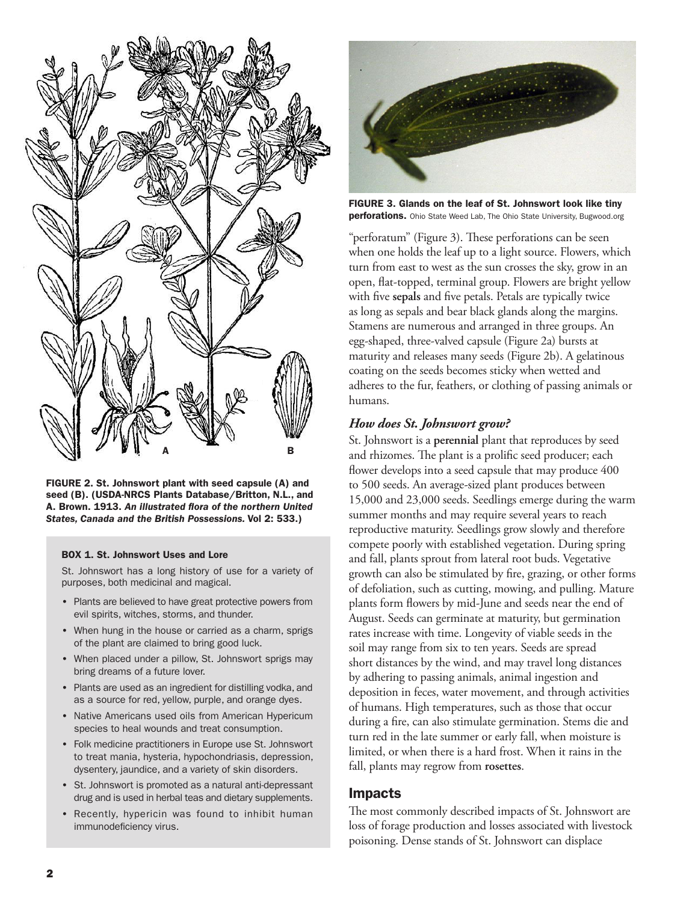FIGURE 2. St. Johnswort plant with seed capsule (A) and seed (B). (USDA-NRCS Plants Database/Britton, N.L., and A. Brown. 1913. *An illustrated flora of the northern United States, Canada and the British Possessions.* Vol 2: 533.)

**BOX 1. St. Johnswort Uses and Lore**

St. Johnswort has a long history of use for a variety of purposes, both medicinal and magical.

- Plants are believed to have great protective powers from evil spirits, witches, storms, and thunder.
- When hung in the house or carried as a charm, sprigs of the plant are claimed to bring good luck.
- When placed under a pillow, St. Johnswort sprigs may bring dreams of a future lover.
- Plants are used as an ingredient for distilling vodka, and as a source for red, yellow, purple, and orange dyes.
- Native Americans used oils from American Hypericum species to heal wounds and treat consumption.
- Folk medicine practitioners in Europe use St. Johnswort to treat mania, hysteria, hypochondriasis, depression, dysentery, jaundice, and a variety of skin disorders.
- St. Johnswort is promoted as a natural anti-depressant drug and is used in herbal teas and dietary supplements.
- Recently, hypericin was found to inhibit human immunodeficiency virus.

**FIGURE 3. Glands on the leaf of St. Johnswort look like tiny perforations.** Ohio State Weed Lab, The Ohio State University, Bugwood.org

"perforatum" (Figure 3). These perforations can be seen when one holds the leaf up to a light source. Flowers, which turn from east to west as the sun crosses the sky, grow in an open, flat-topped, terminal group. Flowers are bright yellow with five **sepals** and five petals. Petals are typically twice as long as sepals and bear black glands along the margins. Stamens are numerous and arranged in three groups. An egg-shaped, three-valved capsule (Figure 2a) bursts at maturity and releases many seeds (Figure 2b). A gelatinous coating on the seeds becomes sticky when wetted and adheres to the fur, feathers, or clothing of passing animals or humans.

### *How does St. Johnswort grow?*

St. Johnswort is a **perennial** plant that reproduces by seed and rhizomes. The plant is a prolific seed producer; each flower develops into a seed capsule that may produce 400 to 500 seeds. An average-sized plant produces between 15,000 and 23,000 seeds. Seedlings emerge during the warm summer months and may require several years to reach reproductive maturity. Seedlings grow slowly and therefore compete poorly with established vegetation. During spring and fall, plants sprout from lateral root buds. Vegetative growth can also be stimulated by fire, grazing, or other forms of defoliation, such as cutting, mowing, and pulling. Mature plants form flowers by mid-June and seeds near the end of August. Seeds can germinate at maturity, but germination rates increase with time. Longevity of viable seeds in the soil may range from six to ten years. Seeds are spread short distances by the wind, and may travel long distances by adhering to passing animals, animal ingestion and deposition in feces, water movement, and through activities of humans. High temperatures, such as those that occur during a fire, can also stimulate germination. Stems die and turn red in the late summer or early fall, when moisture is limited, or when there is a hard frost. When it rains in the fall, plants may regrow from **rosettes**.

## Impacts

The most commonly described impacts of St. Johnswort are loss of forage production and losses associated with livestock poisoning. Dense stands of St. Johnswort can displace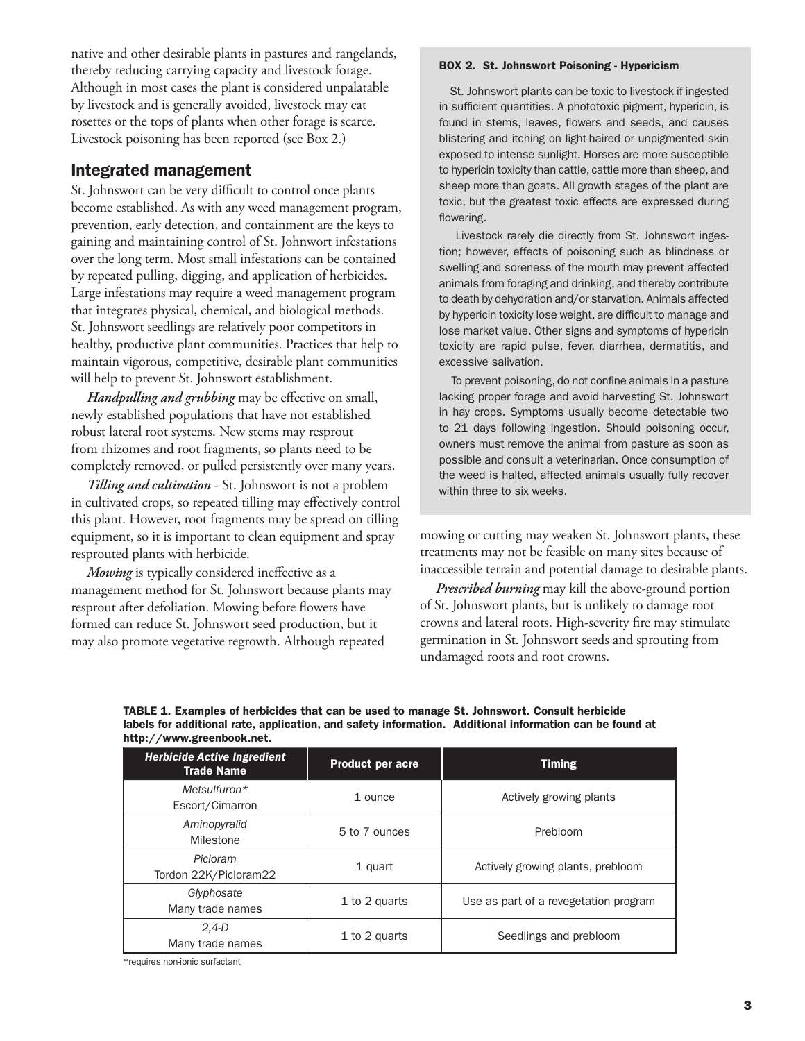native and other desirable plants in pastures and rangelands, thereby reducing carrying capacity and livestock forage. Although in most cases the plant is considered unpalatable by livestock and is generally avoided, livestock may eat rosettes or the tops of plants when other forage is scarce. Livestock poisoning has been reported (see Box 2.)

## Integrated management

St. Johnswort can be very difficult to control once plants become established. As with any weed management program, prevention, early detection, and containment are the keys to gaining and maintaining control of St. Johnwort infestations over the long term. Most small infestations can be contained by repeated pulling, digging, and application of herbicides. Large infestations may require a weed management program that integrates physical, chemical, and biological methods. St. Johnswort seedlings are relatively poor competitors in healthy, productive plant communities. Practices that help to maintain vigorous, competitive, desirable plant communities will help to prevent St. Johnswort establishment.

***Handpulling and grubbing*** may be effective on small, newly established populations that have not established robust lateral root systems. New stems may resprout from rhizomes and root fragments, so plants need to be completely removed, or pulled persistently over many years.

***Tilling and cultivation*** - St. Johnswort is not a problem in cultivated crops, so repeated tilling may effectively control this plant. However, root fragments may be spread on tilling equipment, so it is important to clean equipment and spray resprouted plants with herbicide.

***Mowing*** is typically considered ineffective as a management method for St. Johnswort because plants may resprout after defoliation. Mowing before flowers have formed can reduce St. Johnswort seed production, but it may also promote vegetative regrowth. Although repeated mowing or cutting may weaken St. Johnswort plants, these treatments may not be feasible on many sites because of inaccessible terrain and potential damage to desirable plants.

***Prescribed burning*** may kill the above-ground portion of St. Johnswort plants, but is unlikely to damage root crowns and lateral roots. High-severity fire may stimulate germination in St. Johnswort seeds and sprouting from undamaged roots and root crowns.

**BOX 2. St. Johnswort Poisoning - Hypericism**

St. Johnswort plants can be toxic to livestock if ingested in sufficient quantities. A phototoxic pigment, hypericin, is found in stems, leaves, flowers and seeds, and causes blistering and itching on light-haired or unpigmented skin exposed to intense sunlight. Horses are more susceptible to hypericin toxicity than cattle, cattle more than sheep, and sheep more than goats. All growth stages of the plant are toxic, but the greatest toxic effects are expressed during flowering.

Livestock rarely die directly from St. Johnswort ingestion; however, effects of poisoning such as blindness or swelling and soreness of the mouth may prevent affected animals from foraging and drinking, and thereby contribute to death by dehydration and/or starvation. Animals affected by hypericin toxicity lose weight, are difficult to manage and lose market value. Other signs and symptoms of hypericin toxicity are rapid pulse, fever, diarrhea, dermatitis, and excessive salivation.

To prevent poisoning, do not confine animals in a pasture lacking proper forage and avoid harvesting St. Johnswort in hay crops. Symptoms usually become detectable two to 21 days following ingestion. Should poisoning occur, owners must remove the animal from pasture as soon as possible and consult a veterinarian. Once consumption of the weed is halted, affected animals usually fully recover within three to six weeks.

**TABLE 1. Examples of herbicides that can be used to manage St. Johnswort. Consult herbicide labels for additional rate, application, and safety information. Additional information can be found at http://www.greenbook.net.**

| *Herbicide Active Ingredient* Trade Name | Product per acre | Timing |
|---|---|---|
| *Metsulfuron** Escort/Cimarron | 1 ounce | Actively growing plants |
| *Aminopyralid* Milestone | 5 to 7 ounces | Prebloom |
| *Picloram* Tordon 22K/Picloram22 | 1 quart | Actively growing plants, prebloom |
| *Glyphosate* Many trade names | 1 to 2 quarts | Use as part of a revegetation program |
| *2,4-D* Many trade names | 1 to 2 quarts | Seedlings and prebloom |

*requires non-ionic surfactant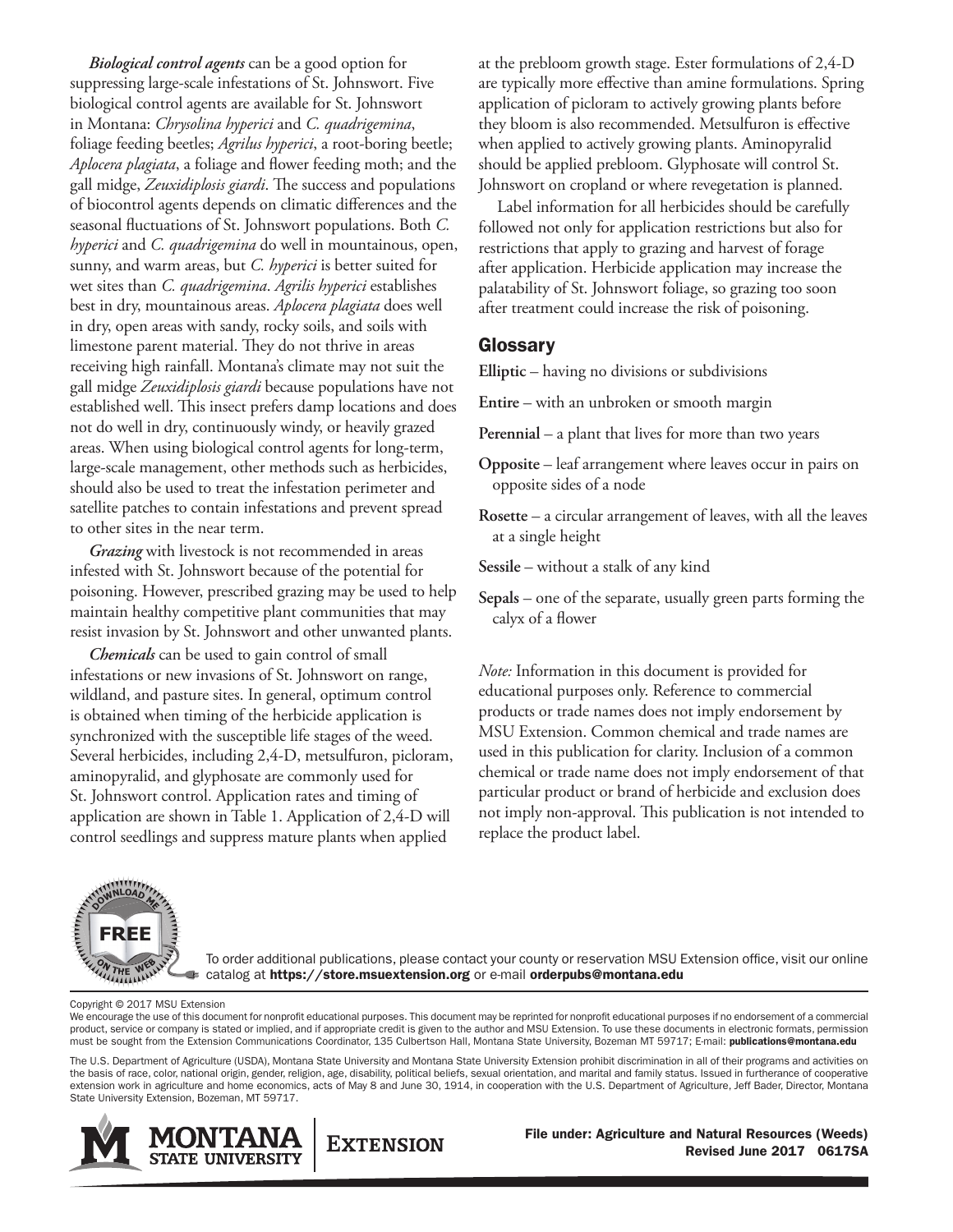***Biological control agents*** can be a good option for suppressing large-scale infestations of St. Johnswort. Five biological control agents are available for St. Johnswort in Montana: *Chrysolina hyperici* and *C. quadrigemina*, foliage feeding beetles; *Agrilus hyperici*, a root-boring beetle; *Aplocera plagiata*, a foliage and flower feeding moth; and the gall midge, *Zeuxidiplosis giardi*. The success and populations of biocontrol agents depends on climatic differences and the seasonal fluctuations of St. Johnswort populations. Both *C. hyperici* and *C. quadrigemina* do well in mountainous, open, sunny, and warm areas, but *C. hyperici* is better suited for wet sites than *C. quadrigemina*. *Agrilis hyperici* establishes best in dry, mountainous areas. *Aplocera plagiata* does well in dry, open areas with sandy, rocky soils, and soils with limestone parent material. They do not thrive in areas receiving high rainfall. Montana's climate may not suit the gall midge *Zeuxidiplosis giardi* because populations have not established well. This insect prefers damp locations and does not do well in dry, continuously windy, or heavily grazed areas. When using biological control agents for long-term, large-scale management, other methods such as herbicides, should also be used to treat the infestation perimeter and satellite patches to contain infestations and prevent spread to other sites in the near term.

***Grazing*** with livestock is not recommended in areas infested with St. Johnswort because of the potential for poisoning. However, prescribed grazing may be used to help maintain healthy competitive plant communities that may resist invasion by St. Johnswort and other unwanted plants.

***Chemicals*** can be used to gain control of small infestations or new invasions of St. Johnswort on range, wildland, and pasture sites. In general, optimum control is obtained when timing of the herbicide application is synchronized with the susceptible life stages of the weed. Several herbicides, including 2,4-D, metsulfuron, picloram, aminopyralid, and glyphosate are commonly used for St. Johnswort control. Application rates and timing of application are shown in Table 1. Application of 2,4-D will control seedlings and suppress mature plants when applied at the prebloom growth stage. Ester formulations of 2,4-D are typically more effective than amine formulations. Spring application of picloram to actively growing plants before they bloom is also recommended. Metsulfuron is effective when applied to actively growing plants. Aminopyralid should be applied prebloom. Glyphosate will control St. Johnswort on cropland or where revegetation is planned.

Label information for all herbicides should be carefully followed not only for application restrictions but also for restrictions that apply to grazing and harvest of forage after application. Herbicide application may increase the palatability of St. Johnswort foliage, so grazing too soon after treatment could increase the risk of poisoning.

## Glossary

**Elliptic** – having no divisions or subdivisions

**Entire** – with an unbroken or smooth margin

**Perennial** – a plant that lives for more than two years

**Opposite** – leaf arrangement where leaves occur in pairs on opposite sides of a node

**Rosette** – a circular arrangement of leaves, with all the leaves at a single height

**Sessile** – without a stalk of any kind

**Sepals** – one of the separate, usually green parts forming the calyx of a flower

*Note:* Information in this document is provided for educational purposes only. Reference to commercial products or trade names does not imply endorsement by MSU Extension. Common chemical and trade names are used in this publication for clarity. Inclusion of a common chemical or trade name does not imply endorsement of that particular product or brand of herbicide and exclusion does not imply non-approval. This publication is not intended to replace the product label.

DOWNLOAD ME FREE ON THE WEB

To order additional publications, please contact your county or reservation MSU Extension office, visit our online catalog at **https://store.msuextension.org** or e-mail **orderpubs@montana.edu**

Copyright © 2017 MSU Extension

We encourage the use of this document for nonprofit educational purposes. This document may be reprinted for nonprofit educational purposes if no endorsement of a commercial product, service or company is stated or implied, and if appropriate credit is given to the author and MSU Extension. To use these documents in electronic formats, permission must be sought from the Extension Communications Coordinator, 135 Culbertson Hall, Montana State University, Bozeman MT 59717; E-mail: **publications@montana.edu**

The U.S. Department of Agriculture (USDA), Montana State University and Montana State University Extension prohibit discrimination in all of their programs and activities on the basis of race, color, national origin, gender, religion, age, disability, political beliefs, sexual orientation, and marital and family status. Issued in furtherance of cooperative extension work in agriculture and home economics, acts of May 8 and June 30, 1914, in cooperation with the U.S. Department of Agriculture, Jeff Bader, Director, Montana State University Extension, Bozeman, MT 59717.

MONTANA STATE UNIVERSITY | EXTENSION

**File under: Agriculture and Natural Resources (Weeds)**
**Revised June 2017 0617SA**